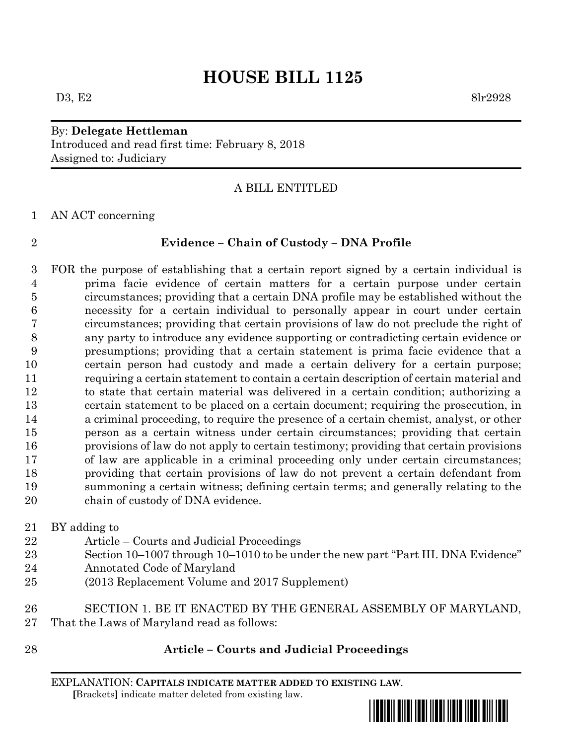# HOUSE BILL 1125

D3, E2 8lr2928

By: **Delegate Hettleman**
Introduced and read first time: February 8, 2018
Assigned to: Judiciary

A BILL ENTITLED

1 AN ACT concerning

2 **Evidence – Chain of Custody – DNA Profile**

3 FOR the purpose of establishing that a certain report signed by a certain individual is
4 prima facie evidence of certain matters for a certain purpose under certain
5 circumstances; providing that a certain DNA profile may be established without the
6 necessity for a certain individual to personally appear in court under certain
7 circumstances; providing that certain provisions of law do not preclude the right of
8 any party to introduce any evidence supporting or contradicting certain evidence or
9 presumptions; providing that a certain statement is prima facie evidence that a
10 certain person had custody and made a certain delivery for a certain purpose;
11 requiring a certain statement to contain a certain description of certain material and
12 to state that certain material was delivered in a certain condition; authorizing a
13 certain statement to be placed on a certain document; requiring the prosecution, in
14 a criminal proceeding, to require the presence of a certain chemist, analyst, or other
15 person as a certain witness under certain circumstances; providing that certain
16 provisions of law do not apply to certain testimony; providing that certain provisions
17 of law are applicable in a criminal proceeding only under certain circumstances;
18 providing that certain provisions of law do not prevent a certain defendant from
19 summoning a certain witness; defining certain terms; and generally relating to the
20 chain of custody of DNA evidence.

21 BY adding to
22 Article – Courts and Judicial Proceedings
23 Section 10–1007 through 10–1010 to be under the new part "Part III. DNA Evidence"
24 Annotated Code of Maryland
25 (2013 Replacement Volume and 2017 Supplement)

26 SECTION 1. BE IT ENACTED BY THE GENERAL ASSEMBLY OF MARYLAND,
27 That the Laws of Maryland read as follows:

28 **Article – Courts and Judicial Proceedings**

EXPLANATION: **CAPITALS INDICATE MATTER ADDED TO EXISTING LAW.**
**[**Brackets**]** indicate matter deleted from existing law.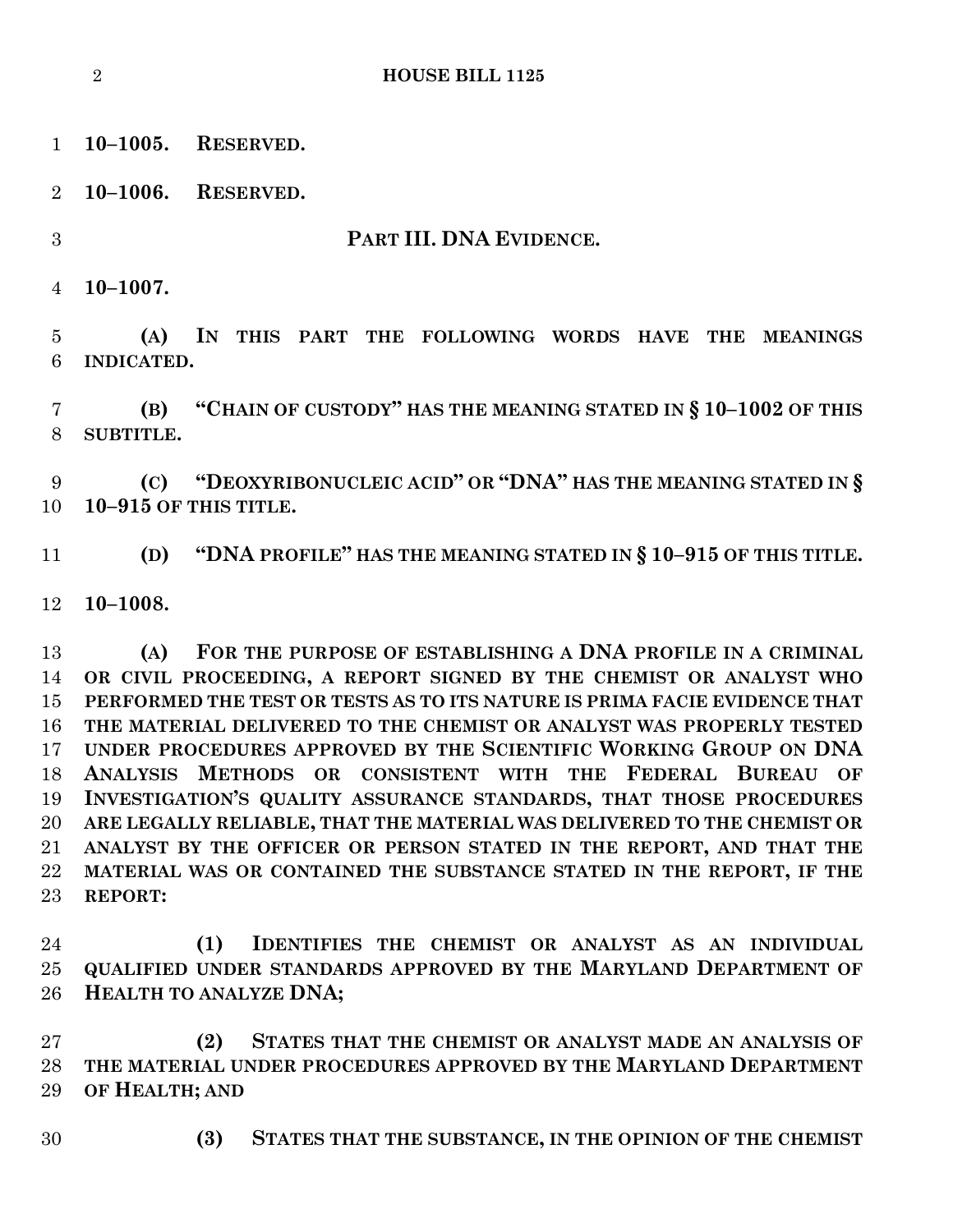**10–1005. RESERVED.**

**10–1006. RESERVED.**

## PART III. DNA EVIDENCE.

**10–1007.**

**(A) IN THIS PART THE FOLLOWING WORDS HAVE THE MEANINGS INDICATED.**

**(B) "CHAIN OF CUSTODY" HAS THE MEANING STATED IN § 10–1002 OF THIS SUBTITLE.**

**(C) "DEOXYRIBONUCLEIC ACID" OR "DNA" HAS THE MEANING STATED IN § 10–915 OF THIS TITLE.**

**(D) "DNA PROFILE" HAS THE MEANING STATED IN § 10–915 OF THIS TITLE.**

**10–1008.**

**(A) FOR THE PURPOSE OF ESTABLISHING A DNA PROFILE IN A CRIMINAL OR CIVIL PROCEEDING, A REPORT SIGNED BY THE CHEMIST OR ANALYST WHO PERFORMED THE TEST OR TESTS AS TO ITS NATURE IS PRIMA FACIE EVIDENCE THAT THE MATERIAL DELIVERED TO THE CHEMIST OR ANALYST WAS PROPERLY TESTED UNDER PROCEDURES APPROVED BY THE SCIENTIFIC WORKING GROUP ON DNA ANALYSIS METHODS OR CONSISTENT WITH THE FEDERAL BUREAU OF INVESTIGATION'S QUALITY ASSURANCE STANDARDS, THAT THOSE PROCEDURES ARE LEGALLY RELIABLE, THAT THE MATERIAL WAS DELIVERED TO THE CHEMIST OR ANALYST BY THE OFFICER OR PERSON STATED IN THE REPORT, AND THAT THE MATERIAL WAS OR CONTAINED THE SUBSTANCE STATED IN THE REPORT, IF THE REPORT:**

**(1) IDENTIFIES THE CHEMIST OR ANALYST AS AN INDIVIDUAL QUALIFIED UNDER STANDARDS APPROVED BY THE MARYLAND DEPARTMENT OF HEALTH TO ANALYZE DNA;**

**(2) STATES THAT THE CHEMIST OR ANALYST MADE AN ANALYSIS OF THE MATERIAL UNDER PROCEDURES APPROVED BY THE MARYLAND DEPARTMENT OF HEALTH; AND**

**(3) STATES THAT THE SUBSTANCE, IN THE OPINION OF THE CHEMIST**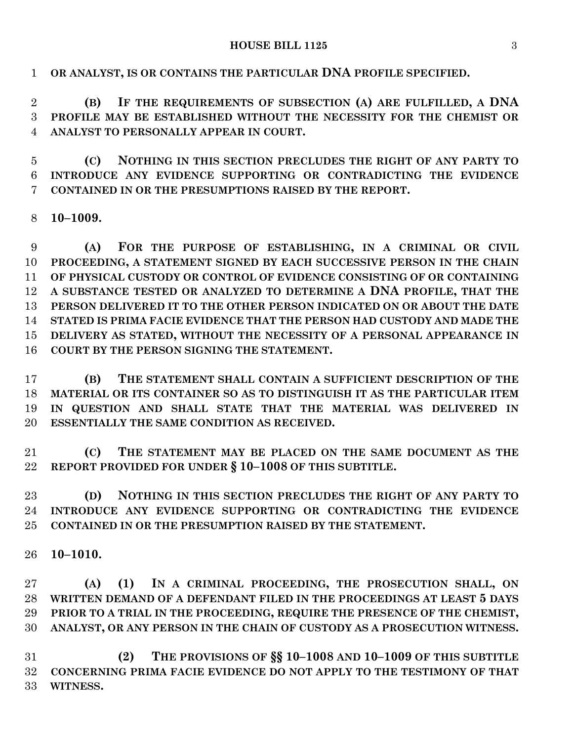**OR ANALYST, IS OR CONTAINS THE PARTICULAR DNA PROFILE SPECIFIED.**

**(B) IF THE REQUIREMENTS OF SUBSECTION (A) ARE FULFILLED, A DNA PROFILE MAY BE ESTABLISHED WITHOUT THE NECESSITY FOR THE CHEMIST OR ANALYST TO PERSONALLY APPEAR IN COURT.**

**(C) NOTHING IN THIS SECTION PRECLUDES THE RIGHT OF ANY PARTY TO INTRODUCE ANY EVIDENCE SUPPORTING OR CONTRADICTING THE EVIDENCE CONTAINED IN OR THE PRESUMPTIONS RAISED BY THE REPORT.**

**10–1009.**

**(A) FOR THE PURPOSE OF ESTABLISHING, IN A CRIMINAL OR CIVIL PROCEEDING, A STATEMENT SIGNED BY EACH SUCCESSIVE PERSON IN THE CHAIN OF PHYSICAL CUSTODY OR CONTROL OF EVIDENCE CONSISTING OF OR CONTAINING A SUBSTANCE TESTED OR ANALYZED TO DETERMINE A DNA PROFILE, THAT THE PERSON DELIVERED IT TO THE OTHER PERSON INDICATED ON OR ABOUT THE DATE STATED IS PRIMA FACIE EVIDENCE THAT THE PERSON HAD CUSTODY AND MADE THE DELIVERY AS STATED, WITHOUT THE NECESSITY OF A PERSONAL APPEARANCE IN COURT BY THE PERSON SIGNING THE STATEMENT.**

**(B) THE STATEMENT SHALL CONTAIN A SUFFICIENT DESCRIPTION OF THE MATERIAL OR ITS CONTAINER SO AS TO DISTINGUISH IT AS THE PARTICULAR ITEM IN QUESTION AND SHALL STATE THAT THE MATERIAL WAS DELIVERED IN ESSENTIALLY THE SAME CONDITION AS RECEIVED.**

**(C) THE STATEMENT MAY BE PLACED ON THE SAME DOCUMENT AS THE REPORT PROVIDED FOR UNDER § 10–1008 OF THIS SUBTITLE.**

**(D) NOTHING IN THIS SECTION PRECLUDES THE RIGHT OF ANY PARTY TO INTRODUCE ANY EVIDENCE SUPPORTING OR CONTRADICTING THE EVIDENCE CONTAINED IN OR THE PRESUMPTION RAISED BY THE STATEMENT.**

**10–1010.**

**(A) (1) IN A CRIMINAL PROCEEDING, THE PROSECUTION SHALL, ON WRITTEN DEMAND OF A DEFENDANT FILED IN THE PROCEEDINGS AT LEAST 5 DAYS PRIOR TO A TRIAL IN THE PROCEEDING, REQUIRE THE PRESENCE OF THE CHEMIST, ANALYST, OR ANY PERSON IN THE CHAIN OF CUSTODY AS A PROSECUTION WITNESS.**

**(2) THE PROVISIONS OF §§ 10–1008 AND 10–1009 OF THIS SUBTITLE CONCERNING PRIMA FACIE EVIDENCE DO NOT APPLY TO THE TESTIMONY OF THAT WITNESS.**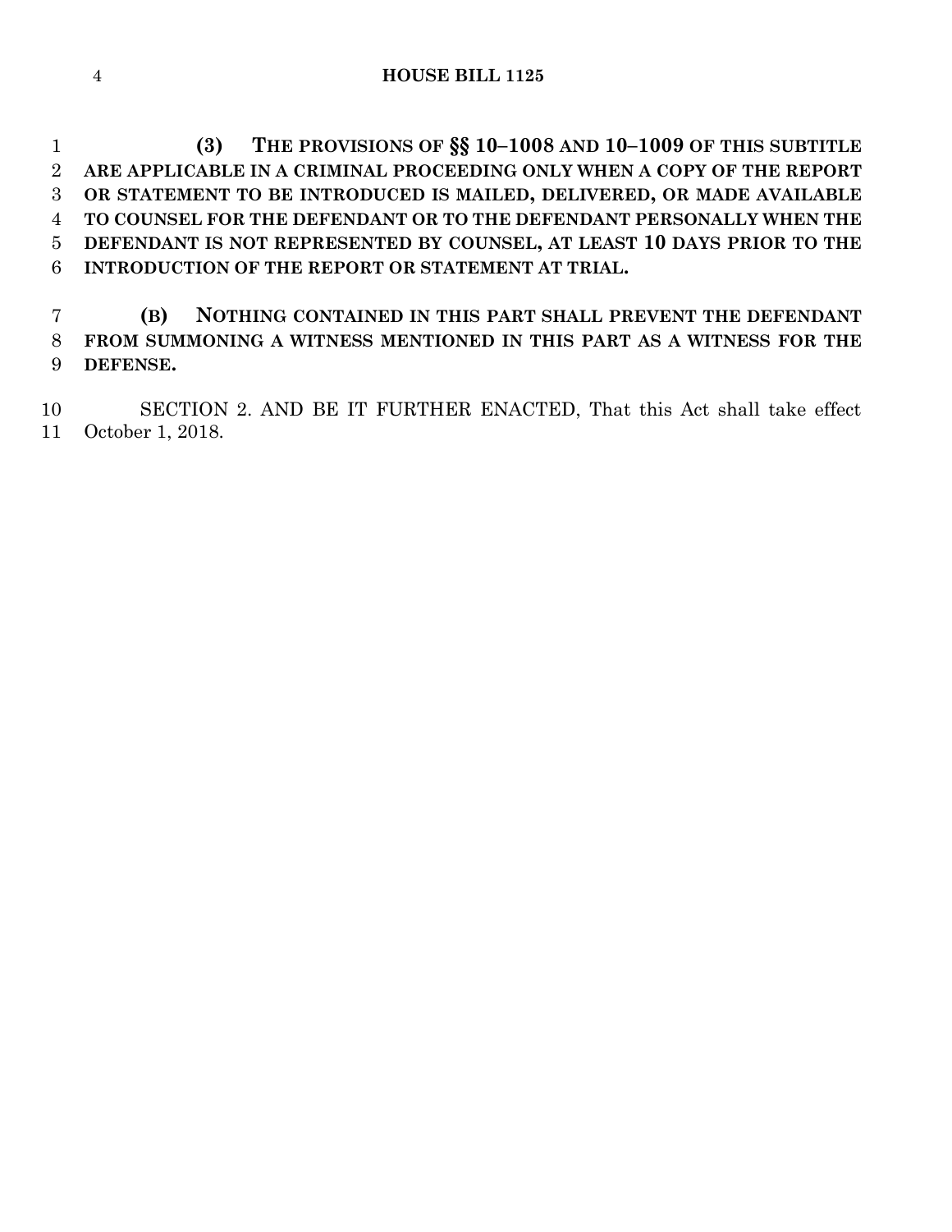**(3) THE PROVISIONS OF §§ 10–1008 AND 10–1009 OF THIS SUBTITLE ARE APPLICABLE IN A CRIMINAL PROCEEDING ONLY WHEN A COPY OF THE REPORT OR STATEMENT TO BE INTRODUCED IS MAILED, DELIVERED, OR MADE AVAILABLE TO COUNSEL FOR THE DEFENDANT OR TO THE DEFENDANT PERSONALLY WHEN THE DEFENDANT IS NOT REPRESENTED BY COUNSEL, AT LEAST 10 DAYS PRIOR TO THE INTRODUCTION OF THE REPORT OR STATEMENT AT TRIAL.**

**(B) NOTHING CONTAINED IN THIS PART SHALL PREVENT THE DEFENDANT FROM SUMMONING A WITNESS MENTIONED IN THIS PART AS A WITNESS FOR THE DEFENSE.**

SECTION 2. AND BE IT FURTHER ENACTED, That this Act shall take effect October 1, 2018.